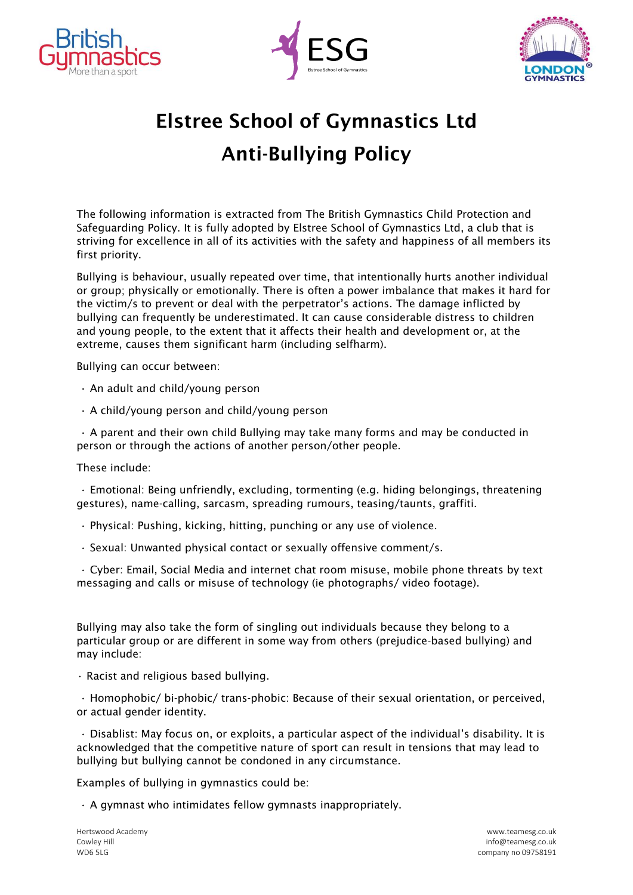# Elstree School of Gymnastics Ltd

# Anti-Bullying Policy

The following information is extracted from The British Gymnastics Child Protection and Safeguarding Policy. It is fully adopted by Elstree School of Gymnastics Ltd, a club that is striving for excellence in all of its activities with the safety and happiness of all members its first priority.

Bullying is behaviour, usually repeated over time, that intentionally hurts another individual or group; physically or emotionally. There is often a power imbalance that makes it hard for the victim/s to prevent or deal with the perpetrator's actions. The damage inflicted by bullying can frequently be underestimated. It can cause considerable distress to children and young people, to the extent that it affects their health and development or, at the extreme, causes them significant harm (including selfharm).

Bullying can occur between:

- An adult and child/young person
- A child/young person and child/young person
- A parent and their own child Bullying may take many forms and may be conducted in person or through the actions of another person/other people.

These include:

- Emotional: Being unfriendly, excluding, tormenting (e.g. hiding belongings, threatening gestures), name-calling, sarcasm, spreading rumours, teasing/taunts, graffiti.
- Physical: Pushing, kicking, hitting, punching or any use of violence.
- Sexual: Unwanted physical contact or sexually offensive comment/s.
- Cyber: Email, Social Media and internet chat room misuse, mobile phone threats by text messaging and calls or misuse of technology (ie photographs/ video footage).

Bullying may also take the form of singling out individuals because they belong to a particular group or are different in some way from others (prejudice-based bullying) and may include:

- Racist and religious based bullying.
- Homophobic/ bi-phobic/ trans-phobic: Because of their sexual orientation, or perceived, or actual gender identity.
- Disablist: May focus on, or exploits, a particular aspect of the individual's disability. It is acknowledged that the competitive nature of sport can result in tensions that may lead to bullying but bullying cannot be condoned in any circumstance.

Examples of bullying in gymnastics could be:

- A gymnast who intimidates fellow gymnasts inappropriately.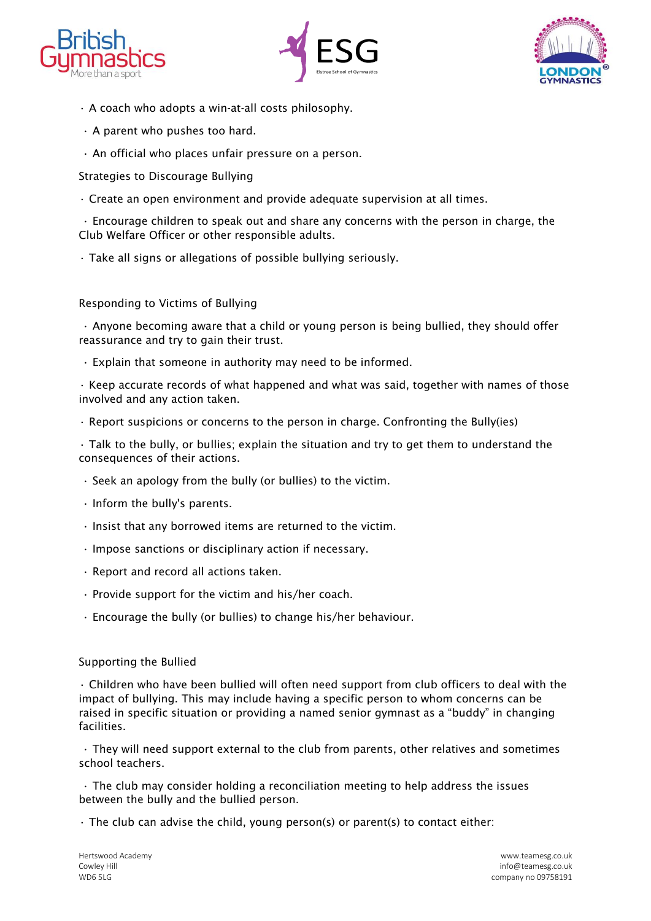- A coach who adopts a win-at-all costs philosophy.
- A parent who pushes too hard.
- An official who places unfair pressure on a person.

Strategies to Discourage Bullying

- Create an open environment and provide adequate supervision at all times.
- Encourage children to speak out and share any concerns with the person in charge, the Club Welfare Officer or other responsible adults.
- Take all signs or allegations of possible bullying seriously.

Responding to Victims of Bullying

- Anyone becoming aware that a child or young person is being bullied, they should offer reassurance and try to gain their trust.
- Explain that someone in authority may need to be informed.
- Keep accurate records of what happened and what was said, together with names of those involved and any action taken.
- Report suspicions or concerns to the person in charge. Confronting the Bully(ies)
- Talk to the bully, or bullies; explain the situation and try to get them to understand the consequences of their actions.
- Seek an apology from the bully (or bullies) to the victim.
- Inform the bully's parents.
- Insist that any borrowed items are returned to the victim.
- Impose sanctions or disciplinary action if necessary.
- Report and record all actions taken.
- Provide support for the victim and his/her coach.
- Encourage the bully (or bullies) to change his/her behaviour.

Supporting the Bullied

- Children who have been bullied will often need support from club officers to deal with the impact of bullying. This may include having a specific person to whom concerns can be raised in specific situation or providing a named senior gymnast as a "buddy" in changing facilities.
- They will need support external to the club from parents, other relatives and sometimes school teachers.
- The club may consider holding a reconciliation meeting to help address the issues between the bully and the bullied person.
- The club can advise the child, young person(s) or parent(s) to contact either: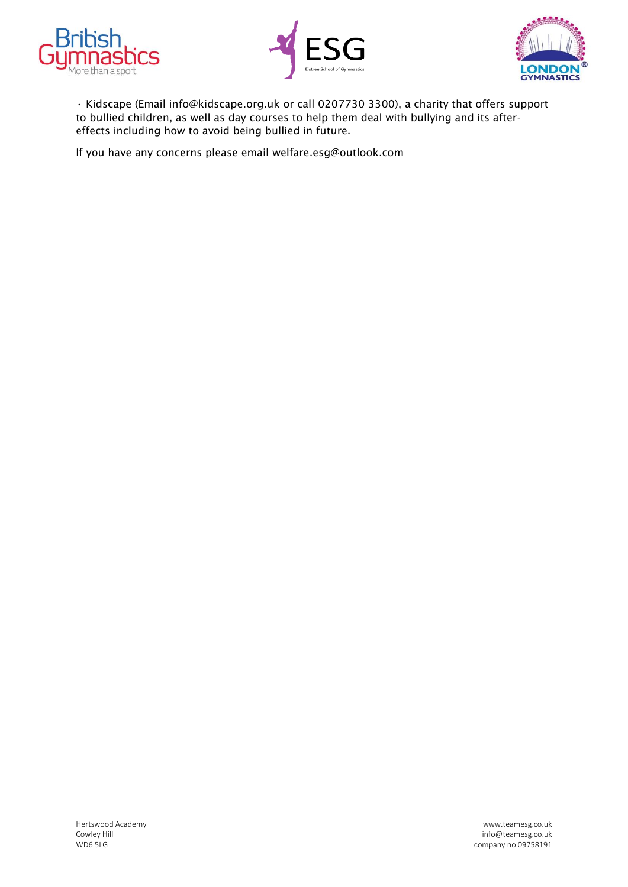- Kidscape (Email info@kidscape.org.uk or call 0207730 3300), a charity that offers support to bullied children, as well as day courses to help them deal with bullying and its after-effects including how to avoid being bullied in future.

If you have any concerns please email welfare.esg@outlook.com